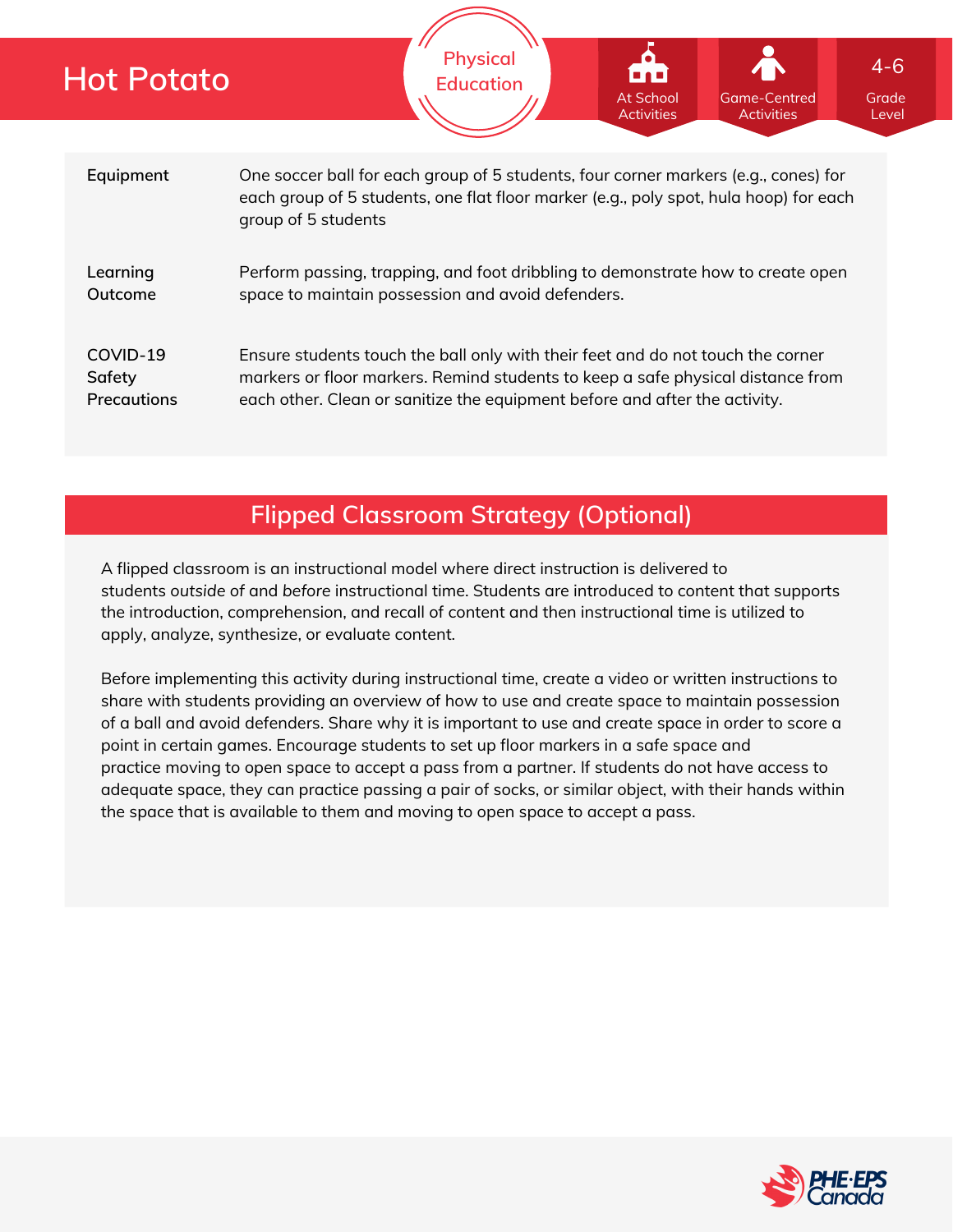# Hot Potato

Physical Education

At School Activities | Game-Centred Activities | 4-6 Grade Level

| | |
|---|---|
| **Equipment** | One soccer ball for each group of 5 students, four corner markers (e.g., cones) for each group of 5 students, one flat floor marker (e.g., poly spot, hula hoop) for each group of 5 students |
| **Learning Outcome** | Perform passing, trapping, and foot dribbling to demonstrate how to create open space to maintain possession and avoid defenders. |
| **COVID-19 Safety Precautions** | Ensure students touch the ball only with their feet and do not touch the corner markers or floor markers. Remind students to keep a safe physical distance from each other. Clean or sanitize the equipment before and after the activity. |

## Flipped Classroom Strategy (Optional)

A flipped classroom is an instructional model where direct instruction is delivered to students *outside* of and *before* instructional time. Students are introduced to content that supports the introduction, comprehension, and recall of content and then instructional time is utilized to apply, analyze, synthesize, or evaluate content.

Before implementing this activity during instructional time, create a video or written instructions to share with students providing an overview of how to use and create space to maintain possession of a ball and avoid defenders. Share why it is important to use and create space in order to score a point in certain games. Encourage students to set up floor markers in a safe space and practice moving to open space to accept a pass from a partner. If students do not have access to adequate space, they can practice passing a pair of socks, or similar object, with their hands within the space that is available to them and moving to open space to accept a pass.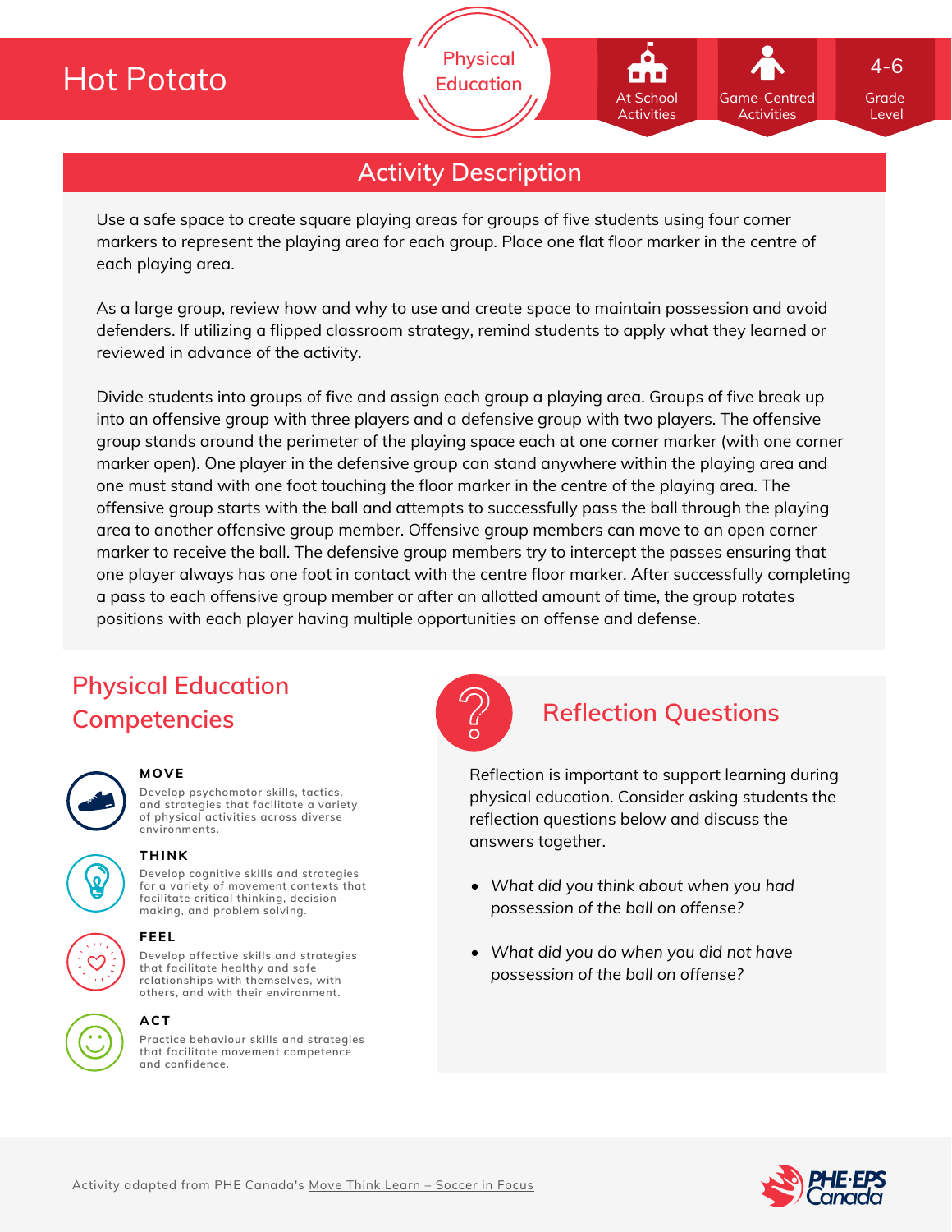# Hot Potato

Physical Education

At School Activities | Game-Centred Activities | 4-6 Grade Level

## Activity Description

Use a safe space to create square playing areas for groups of five students using four corner markers to represent the playing area for each group. Place one flat floor marker in the centre of each playing area.

As a large group, review how and why to use and create space to maintain possession and avoid defenders. If utilizing a flipped classroom strategy, remind students to apply what they learned or reviewed in advance of the activity.

Divide students into groups of five and assign each group a playing area. Groups of five break up into an offensive group with three players and a defensive group with two players. The offensive group stands around the perimeter of the playing space each at one corner marker (with one corner marker open). One player in the defensive group can stand anywhere within the playing area and one must stand with one foot touching the floor marker in the centre of the playing area. The offensive group starts with the ball and attempts to successfully pass the ball through the playing area to another offensive group member. Offensive group members can move to an open corner marker to receive the ball. The defensive group members try to intercept the passes ensuring that one player always has one foot in contact with the centre floor marker. After successfully completing a pass to each offensive group member or after an allotted amount of time, the group rotates positions with each player having multiple opportunities on offense and defense.

## Physical Education Competencies

**MOVE**

Develop psychomotor skills, tactics, and strategies that facilitate a variety of physical activities across diverse environments.

**THINK**

Develop cognitive skills and strategies for a variety of movement contexts that facilitate critical thinking, decision-making, and problem solving.

**FEEL**

Develop affective skills and strategies that facilitate healthy and safe relationships with themselves, with others, and with their environment.

**ACT**

Practice behaviour skills and strategies that facilitate movement competence and confidence.

## Reflection Questions

Reflection is important to support learning during physical education. Consider asking students the reflection questions below and discuss the answers together.

- *What did you think about when you had possession of the ball on offense?*
- *What did you do when you did not have possession of the ball on offense?*

Activity adapted from PHE Canada's Move Think Learn – Soccer in Focus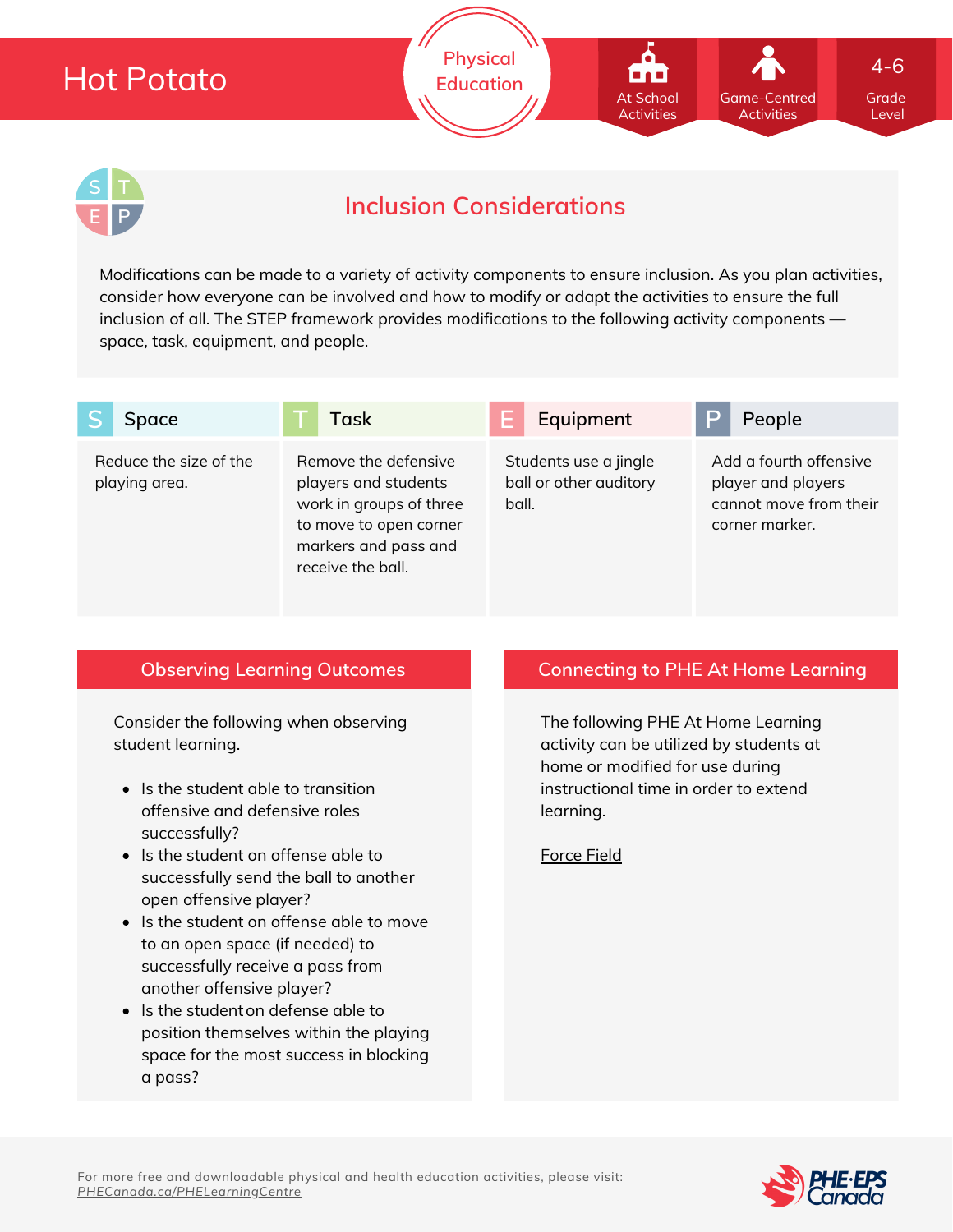# Hot Potato

Physical Education

At School Activities | Game-Centred Activities | 4-6 Grade Level

## Inclusion Considerations

Modifications can be made to a variety of activity components to ensure inclusion. As you plan activities, consider how everyone can be involved and how to modify or adapt the activities to ensure the full inclusion of all. The STEP framework provides modifications to the following activity components — space, task, equipment, and people.

| S Space | T Task | E Equipment | P People |
|---|---|---|---|
| Reduce the size of the playing area. | Remove the defensive players and students work in groups of three to move to open corner markers and pass and receive the ball. | Students use a jingle ball or other auditory ball. | Add a fourth offensive player and players cannot move from their corner marker. |

## Observing Learning Outcomes

Consider the following when observing student learning.

- Is the student able to transition offensive and defensive roles successfully?
- Is the student on offense able to successfully send the ball to another open offensive player?
- Is the student on offense able to move to an open space (if needed) to successfully receive a pass from another offensive player?
- Is the student on defense able to position themselves within the playing space for the most success in blocking a pass?

## Connecting to PHE At Home Learning

The following PHE At Home Learning activity can be utilized by students at home or modified for use during instructional time in order to extend learning.

Force Field

For more free and downloadable physical and health education activities, please visit: PHECanada.ca/PHELearningCentre